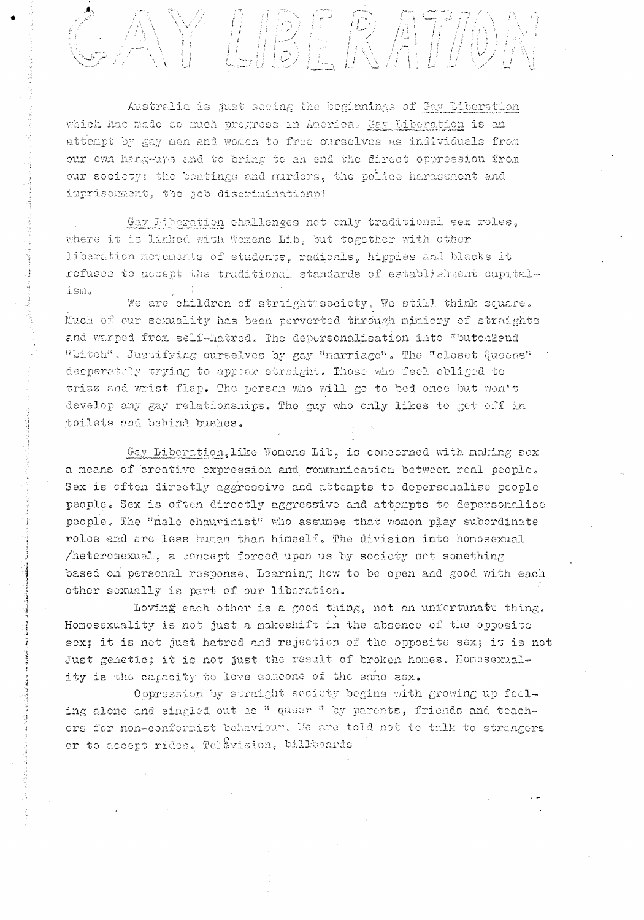# GAY LIBERATION

Australia is just seeing the beginnings of Gay Liberation which has made so much progress in America. Gay Liberation is an attempt by gay men and women to free ourselves as individuals from our own hang-ups and to bring to an end the direct oppression from our society: the beatings and murders, the police harasement and imprisonment, the job discrimination!

Gay Liberation challenges not only traditional sex roles, where it is linked with Womens Lib, but together with other liberation movements of students, radicals, hippies and blacks it refuses to accept the traditional standards of establishment capitalism.

We are children of straight society. We still think square. Much of our sexuality has been perverted through mimicry of straights and warped from self-hatred. The depersonalisation into "butch" and "bitch". Justifying ourselves by gay "marriage". The "closet Queens" desperately trying to appear straight. Those who feel obliged to frizz and wrist flap. The person who will go to bed once but won't develop any gay relationships. The guy who only likes to get off in toilets and behind bushes.

Gay Liberation, like Womens Lib, is concerned with making sex a means of creative expression and communication between real people. Sex is often directly aggressive and attempts to depersonalise people people. Sex is often directly aggressive and attempts to depersonalise people. The "male chauvinist" who assumes that women play subordinate roles and are less human than himself. The division into homosexual /heterosexual, a concept forced upon us by society not something based on personal response. Learning how to be open and good with each other sexually is part of our liberation.

Loving each other is a good thing, not an unfortunate thing. Homosexuality is not just a makeshift in the absence of the opposite sex; it is not just hatred and rejection of the opposite sex; it is not just genetic; it is not just the result of broken homes. Homosexuality is the capacity to love someone of the same sex.

Oppression by straight society begins with growing up feeling alone and singled out as " queer " by parents, friends and teachers for non-conformist behaviour. We are told not to talk to strangers or to accept rides. Television, billboards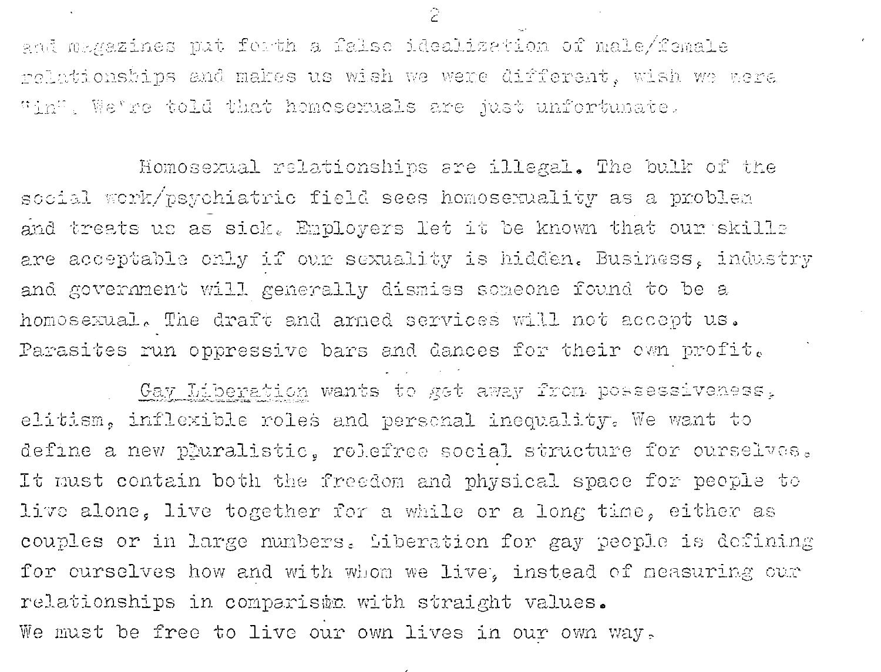and magazines put forth a false idealization of male/female relationships and makes us wish we were different, wish we were "in". We're told that homosexuals are just unfortunate.

Homosexual relationships are illegal. The bulk of the social work/psychiatric field sees homosexuality as a problem and treats us as sick. Employers let it be known that our skills are acceptable only if our sexuality is hidden. Business, industry and government will generally dismiss someone found to be a homosexual. The draft and armed services will not accept us. Parasites run oppressive bars and dances for their own profit.

Gay Liberation wants to get away from possessiveness, elitism, inflexible roles and personal inequality. We want to define a new pluralistic, rolefree social structure for ourselves. It must contain both the freedom and physical space for people to live alone, live together for a while or a long time, either as couples or in large numbers. Liberation for gay people is defining for ourselves how and with whom we live, instead of measuring our relationships in comparison with straight values.
We must be free to live our own lives in our own way.